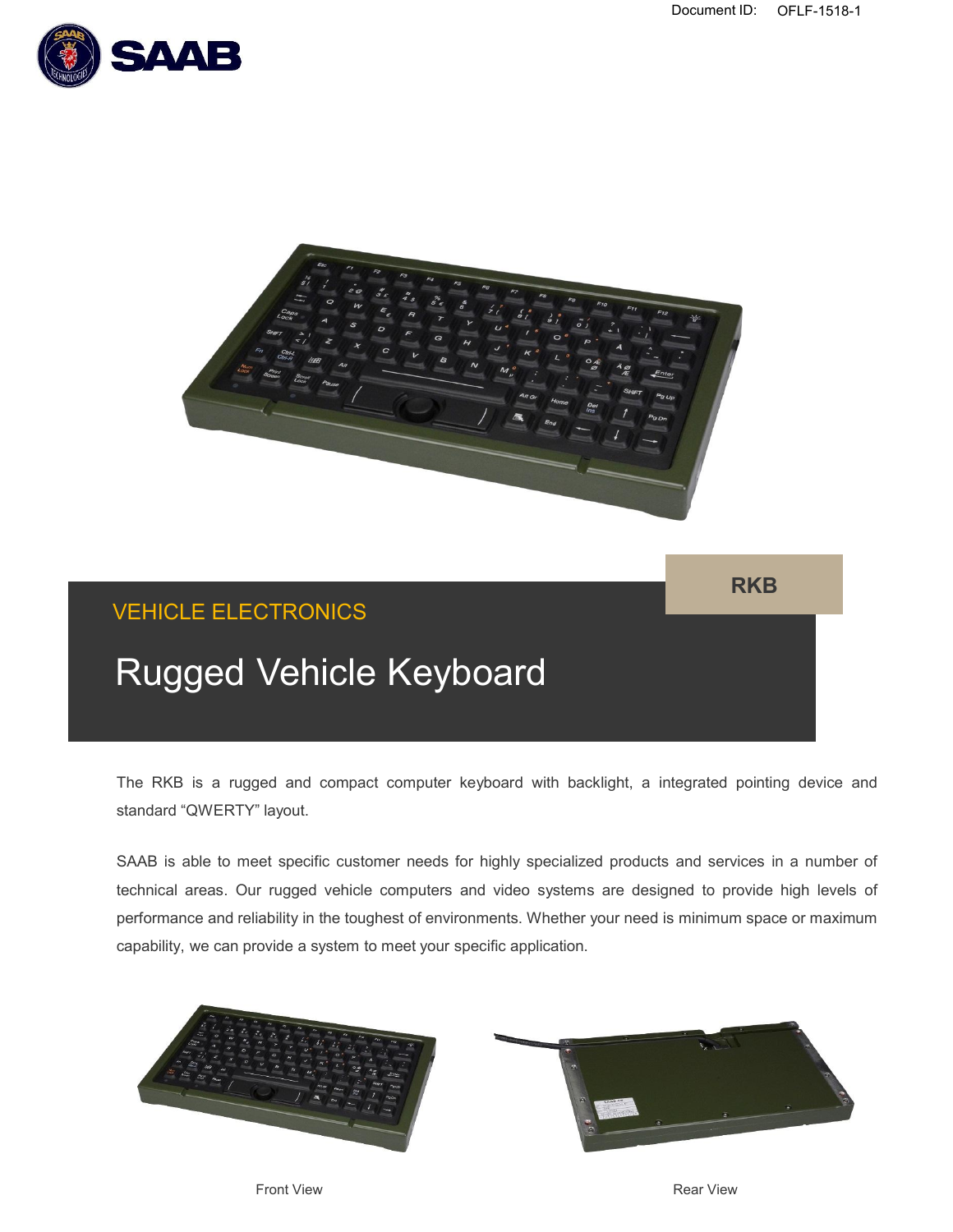Document ID: OFLF-1518-1

RKB

VEHICLE ELECTRONICS

# Rugged Vehicle Keyboard

The RKB is a rugged and compact computer keyboard with backlight, a integrated pointing device and standard “QWERTY” layout.

SAAB is able to meet specific customer needs for highly specialized products and services in a number of technical areas. Our rugged vehicle computers and video systems are designed to provide high levels of performance and reliability in the toughest of environments. Whether your need is minimum space or maximum capability, we can provide a system to meet your specific application.

Front View

Rear View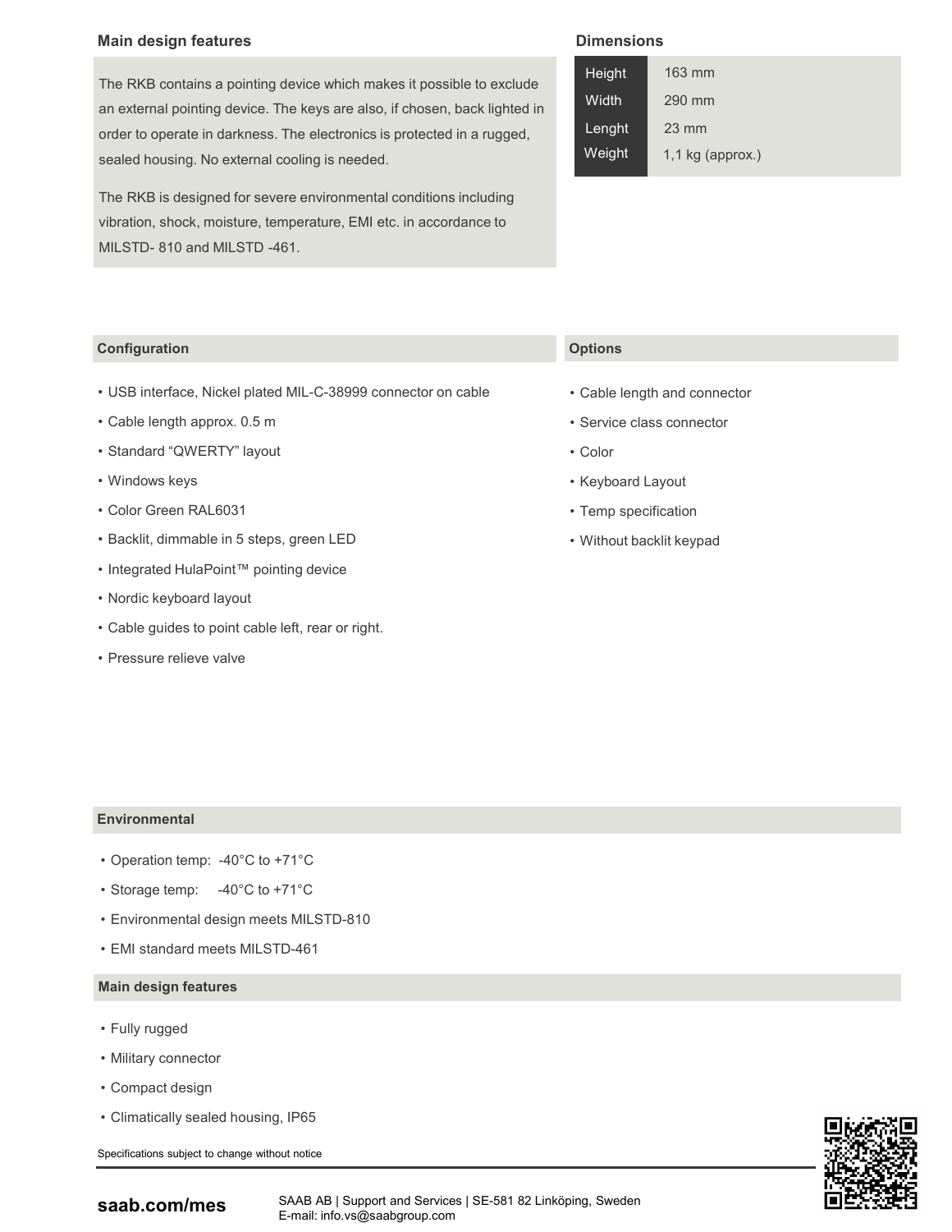## Main design features

The RKB contains a pointing device which makes it possible to exclude an external pointing device. The keys are also, if chosen, back lighted in order to operate in darkness. The electronics is protected in a rugged, sealed housing. No external cooling is needed.

The RKB is designed for severe environmental conditions including vibration, shock, moisture, temperature, EMI etc. in accordance to MILSTD- 810 and MILSTD -461.

## Dimensions

| | |
|---|---|
| Height | 163 mm |
| Width | 290 mm |
| Lenght | 23 mm |
| Weight | 1,1 kg (approx.) |

## Configuration

- USB interface, Nickel plated MIL-C-38999 connector on cable
- Cable length approx. 0.5 m
- Standard “QWERTY” layout
- Windows keys
- Color Green RAL6031
- Backlit, dimmable in 5 steps, green LED
- Integrated HulaPoint™ pointing device
- Nordic keyboard layout
- Cable guides to point cable left, rear or right.
- Pressure relieve valve

## Options

- Cable length and connector
- Service class connector
- Color
- Keyboard Layout
- Temp specification
- Without backlit keypad

## Environmental

- Operation temp: -40°C to +71°C
- Storage temp: -40°C to +71°C
- Environmental design meets MILSTD-810
- EMI standard meets MILSTD-461

## Main design features

- Fully rugged
- Military connector
- Compact design
- Climatically sealed housing, IP65

Specifications subject to change without notice

**saab.com/mes**

SAAB AB | Support and Services | SE-581 82 Linköping, Sweden
E-mail: info.vs@saabgroup.com